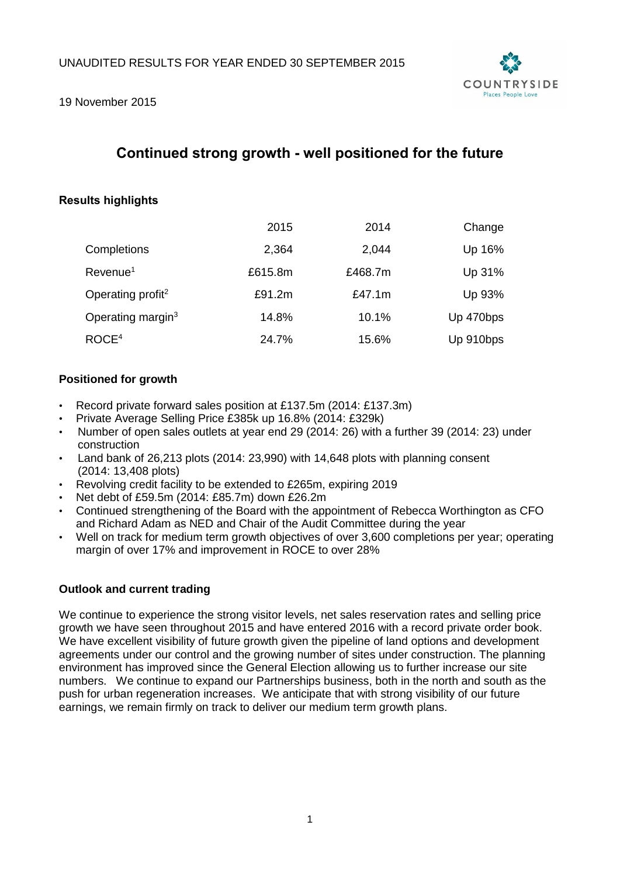UNAUDITED RESULTS FOR YEAR ENDED 30 SEPTEMBER 2015

19 November 2015

# Continued strong growth - well positioned for the future

## Results highlights

| | 2015 | 2014 | Change |
|---|---|---|---|
| Completions | 2,364 | 2,044 | Up 16% |
| Revenue[1] | £615.8m | £468.7m | Up 31% |
| Operating profit[2] | £91.2m | £47.1m | Up 93% |
| Operating margin[3] | 14.8% | 10.1% | Up 470bps |
| ROCE[4] | 24.7% | 15.6% | Up 910bps |

## Positioned for growth

- Record private forward sales position at £137.5m (2014: £137.3m)
- Private Average Selling Price £385k up 16.8% (2014: £329k)
- Number of open sales outlets at year end 29 (2014: 26) with a further 39 (2014: 23) under construction
- Land bank of 26,213 plots (2014: 23,990) with 14,648 plots with planning consent (2014: 13,408 plots)
- Revolving credit facility to be extended to £265m, expiring 2019
- Net debt of £59.5m (2014: £85.7m) down £26.2m
- Continued strengthening of the Board with the appointment of Rebecca Worthington as CFO and Richard Adam as NED and Chair of the Audit Committee during the year
- Well on track for medium term growth objectives of over 3,600 completions per year; operating margin of over 17% and improvement in ROCE to over 28%

## Outlook and current trading

We continue to experience the strong visitor levels, net sales reservation rates and selling price growth we have seen throughout 2015 and have entered 2016 with a record private order book. We have excellent visibility of future growth given the pipeline of land options and development agreements under our control and the growing number of sites under construction. The planning environment has improved since the General Election allowing us to further increase our site numbers. We continue to expand our Partnerships business, both in the north and south as the push for urban regeneration increases. We anticipate that with strong visibility of our future earnings, we remain firmly on track to deliver our medium term growth plans.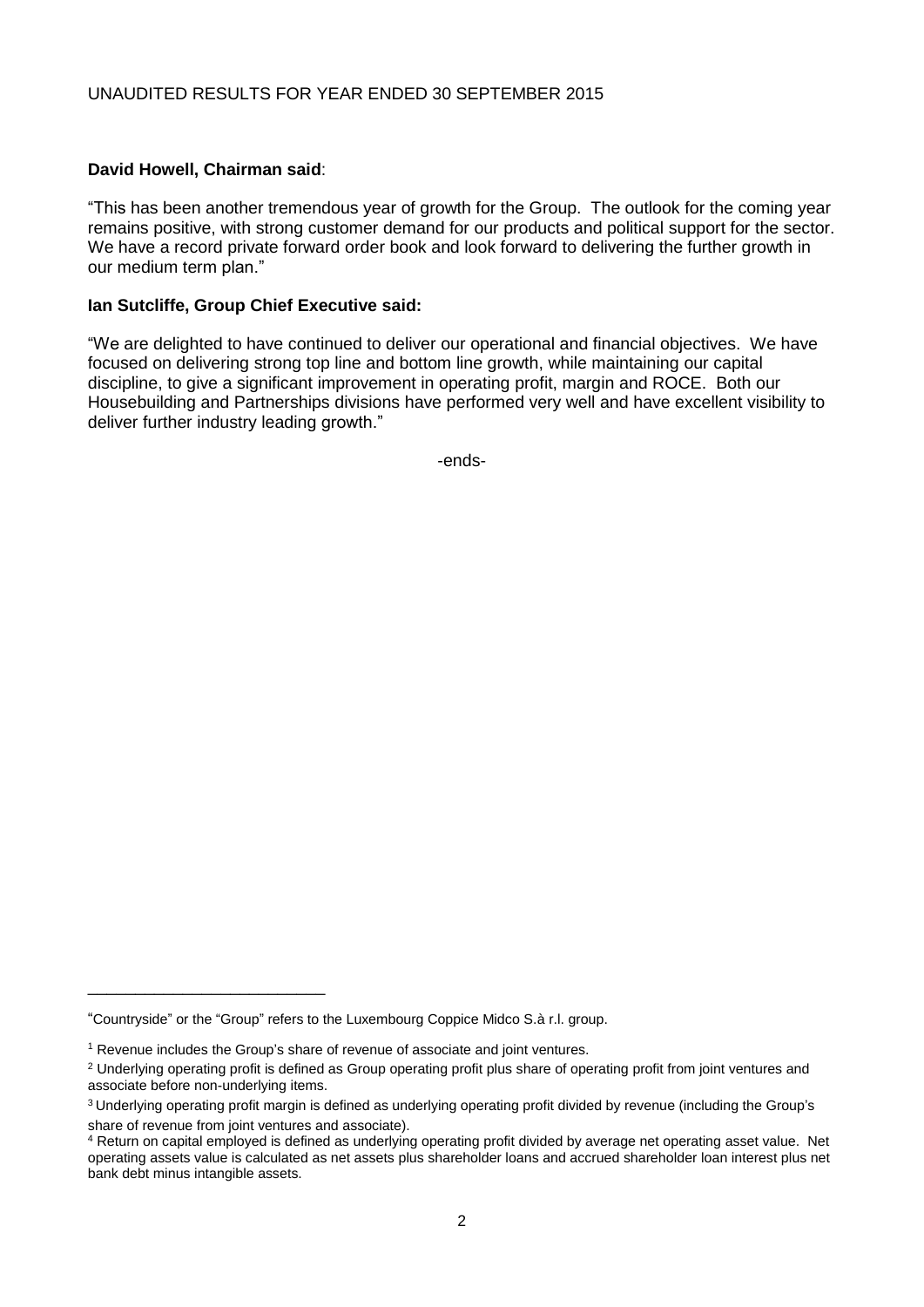UNAUDITED RESULTS FOR YEAR ENDED 30 SEPTEMBER 2015

**David Howell, Chairman said**:

"This has been another tremendous year of growth for the Group. The outlook for the coming year remains positive, with strong customer demand for our products and political support for the sector. We have a record private forward order book and look forward to delivering the further growth in our medium term plan."

**Ian Sutcliffe, Group Chief Executive said:**

"We are delighted to have continued to deliver our operational and financial objectives. We have focused on delivering strong top line and bottom line growth, while maintaining our capital discipline, to give a significant improvement in operating profit, margin and ROCE. Both our Housebuilding and Partnerships divisions have performed very well and have excellent visibility to deliver further industry leading growth."

-ends-

---

"Countryside" or the "Group" refers to the Luxembourg Coppice Midco S.à r.l. group.

[1] Revenue includes the Group's share of revenue of associate and joint ventures.

[2] Underlying operating profit is defined as Group operating profit plus share of operating profit from joint ventures and associate before non-underlying items.

[3] Underlying operating profit margin is defined as underlying operating profit divided by revenue (including the Group's share of revenue from joint ventures and associate).

[4] Return on capital employed is defined as underlying operating profit divided by average net operating asset value. Net operating assets value is calculated as net assets plus shareholder loans and accrued shareholder loan interest plus net bank debt minus intangible assets.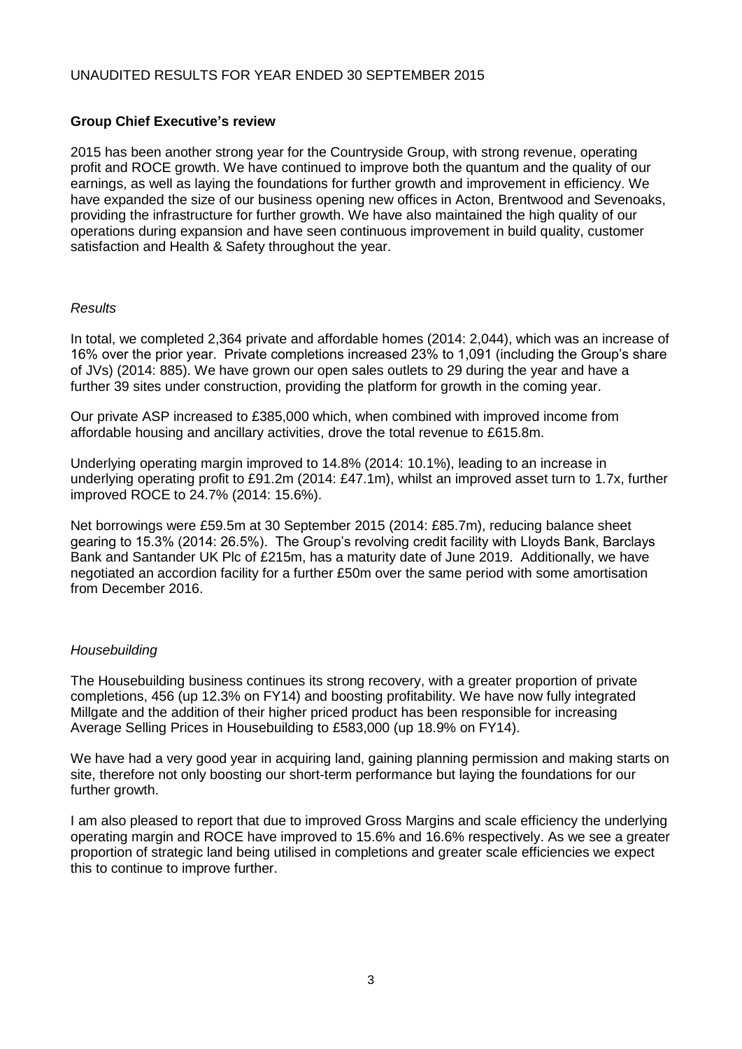UNAUDITED RESULTS FOR YEAR ENDED 30 SEPTEMBER 2015

## Group Chief Executive's review

2015 has been another strong year for the Countryside Group, with strong revenue, operating profit and ROCE growth. We have continued to improve both the quantum and the quality of our earnings, as well as laying the foundations for further growth and improvement in efficiency. We have expanded the size of our business opening new offices in Acton, Brentwood and Sevenoaks, providing the infrastructure for further growth. We have also maintained the high quality of our operations during expansion and have seen continuous improvement in build quality, customer satisfaction and Health & Safety throughout the year.

### *Results*

In total, we completed 2,364 private and affordable homes (2014: 2,044), which was an increase of 16% over the prior year. Private completions increased 23% to 1,091 (including the Group's share of JVs) (2014: 885). We have grown our open sales outlets to 29 during the year and have a further 39 sites under construction, providing the platform for growth in the coming year.

Our private ASP increased to £385,000 which, when combined with improved income from affordable housing and ancillary activities, drove the total revenue to £615.8m.

Underlying operating margin improved to 14.8% (2014: 10.1%), leading to an increase in underlying operating profit to £91.2m (2014: £47.1m), whilst an improved asset turn to 1.7x, further improved ROCE to 24.7% (2014: 15.6%).

Net borrowings were £59.5m at 30 September 2015 (2014: £85.7m), reducing balance sheet gearing to 15.3% (2014: 26.5%). The Group's revolving credit facility with Lloyds Bank, Barclays Bank and Santander UK Plc of £215m, has a maturity date of June 2019. Additionally, we have negotiated an accordion facility for a further £50m over the same period with some amortisation from December 2016.

### *Housebuilding*

The Housebuilding business continues its strong recovery, with a greater proportion of private completions, 456 (up 12.3% on FY14) and boosting profitability. We have now fully integrated Millgate and the addition of their higher priced product has been responsible for increasing Average Selling Prices in Housebuilding to £583,000 (up 18.9% on FY14).

We have had a very good year in acquiring land, gaining planning permission and making starts on site, therefore not only boosting our short-term performance but laying the foundations for our further growth.

I am also pleased to report that due to improved Gross Margins and scale efficiency the underlying operating margin and ROCE have improved to 15.6% and 16.6% respectively. As we see a greater proportion of strategic land being utilised in completions and greater scale efficiencies we expect this to continue to improve further.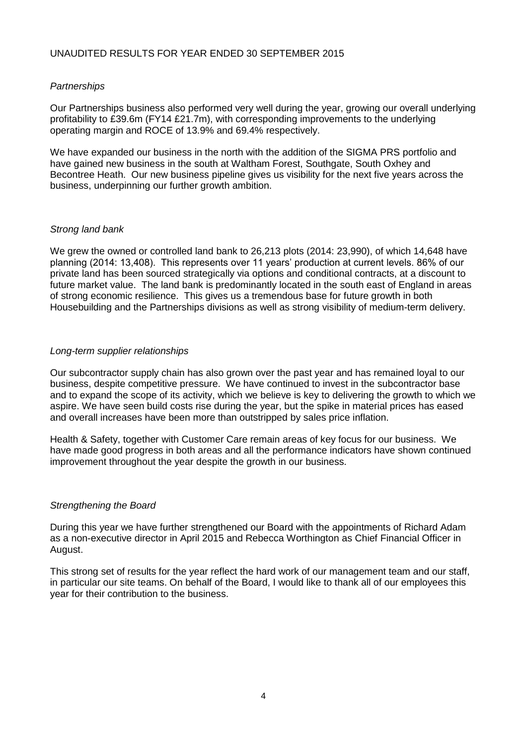UNAUDITED RESULTS FOR YEAR ENDED 30 SEPTEMBER 2015

*Partnerships*

Our Partnerships business also performed very well during the year, growing our overall underlying profitability to £39.6m (FY14 £21.7m), with corresponding improvements to the underlying operating margin and ROCE of 13.9% and 69.4% respectively.

We have expanded our business in the north with the addition of the SIGMA PRS portfolio and have gained new business in the south at Waltham Forest, Southgate, South Oxhey and Becontree Heath. Our new business pipeline gives us visibility for the next five years across the business, underpinning our further growth ambition.

*Strong land bank*

We grew the owned or controlled land bank to 26,213 plots (2014: 23,990), of which 14,648 have planning (2014: 13,408). This represents over 11 years' production at current levels. 86% of our private land has been sourced strategically via options and conditional contracts, at a discount to future market value. The land bank is predominantly located in the south east of England in areas of strong economic resilience. This gives us a tremendous base for future growth in both Housebuilding and the Partnerships divisions as well as strong visibility of medium-term delivery.

*Long-term supplier relationships*

Our subcontractor supply chain has also grown over the past year and has remained loyal to our business, despite competitive pressure. We have continued to invest in the subcontractor base and to expand the scope of its activity, which we believe is key to delivering the growth to which we aspire. We have seen build costs rise during the year, but the spike in material prices has eased and overall increases have been more than outstripped by sales price inflation.

Health & Safety, together with Customer Care remain areas of key focus for our business. We have made good progress in both areas and all the performance indicators have shown continued improvement throughout the year despite the growth in our business.

*Strengthening the Board*

During this year we have further strengthened our Board with the appointments of Richard Adam as a non-executive director in April 2015 and Rebecca Worthington as Chief Financial Officer in August.

This strong set of results for the year reflect the hard work of our management team and our staff, in particular our site teams. On behalf of the Board, I would like to thank all of our employees this year for their contribution to the business.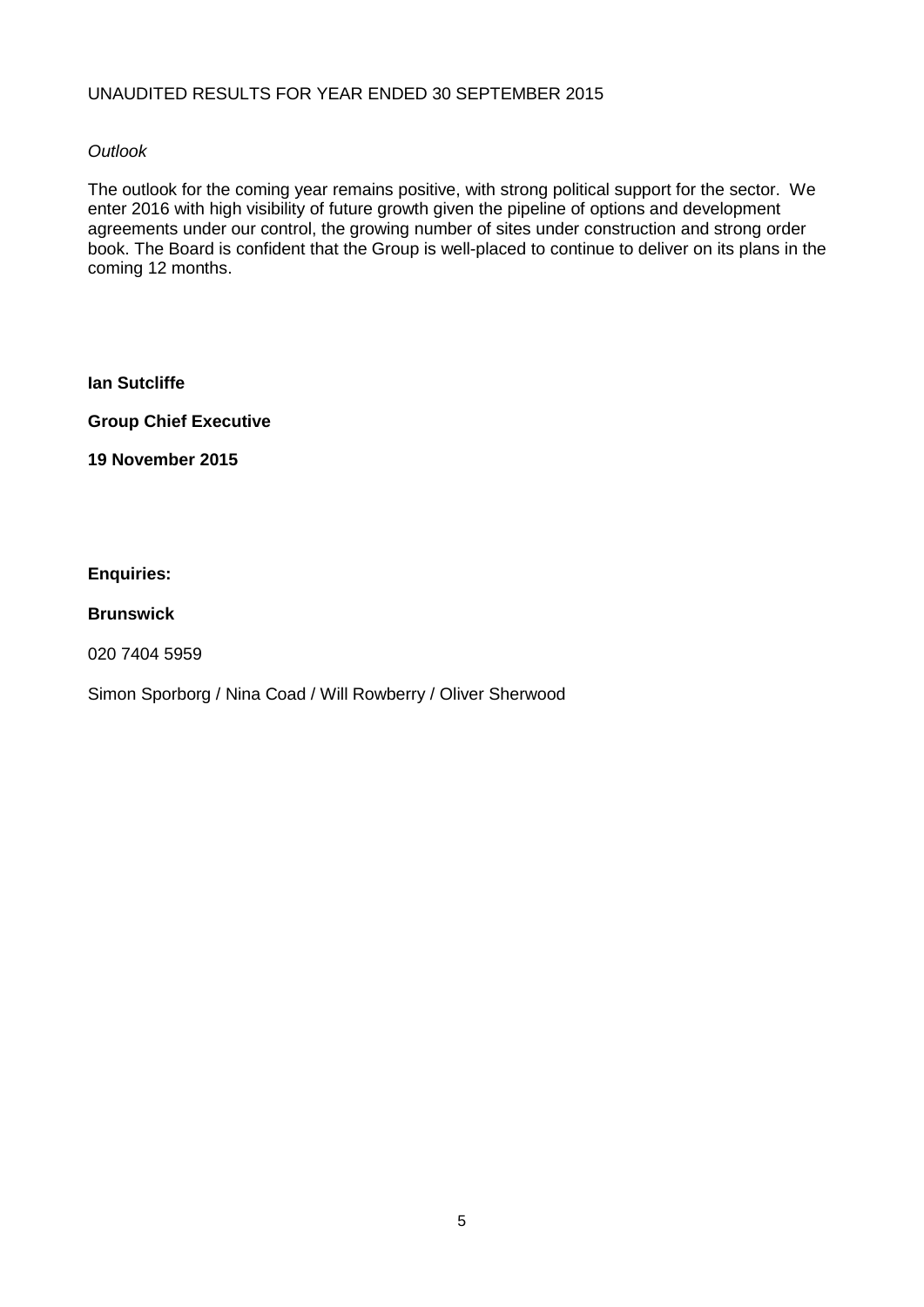*Outlook*

The outlook for the coming year remains positive, with strong political support for the sector. We enter 2016 with high visibility of future growth given the pipeline of options and development agreements under our control, the growing number of sites under construction and strong order book. The Board is confident that the Group is well-placed to continue to deliver on its plans in the coming 12 months.

**Ian Sutcliffe**

**Group Chief Executive**

**19 November 2015**

**Enquiries:**

**Brunswick**

020 7404 5959

Simon Sporborg / Nina Coad / Will Rowberry / Oliver Sherwood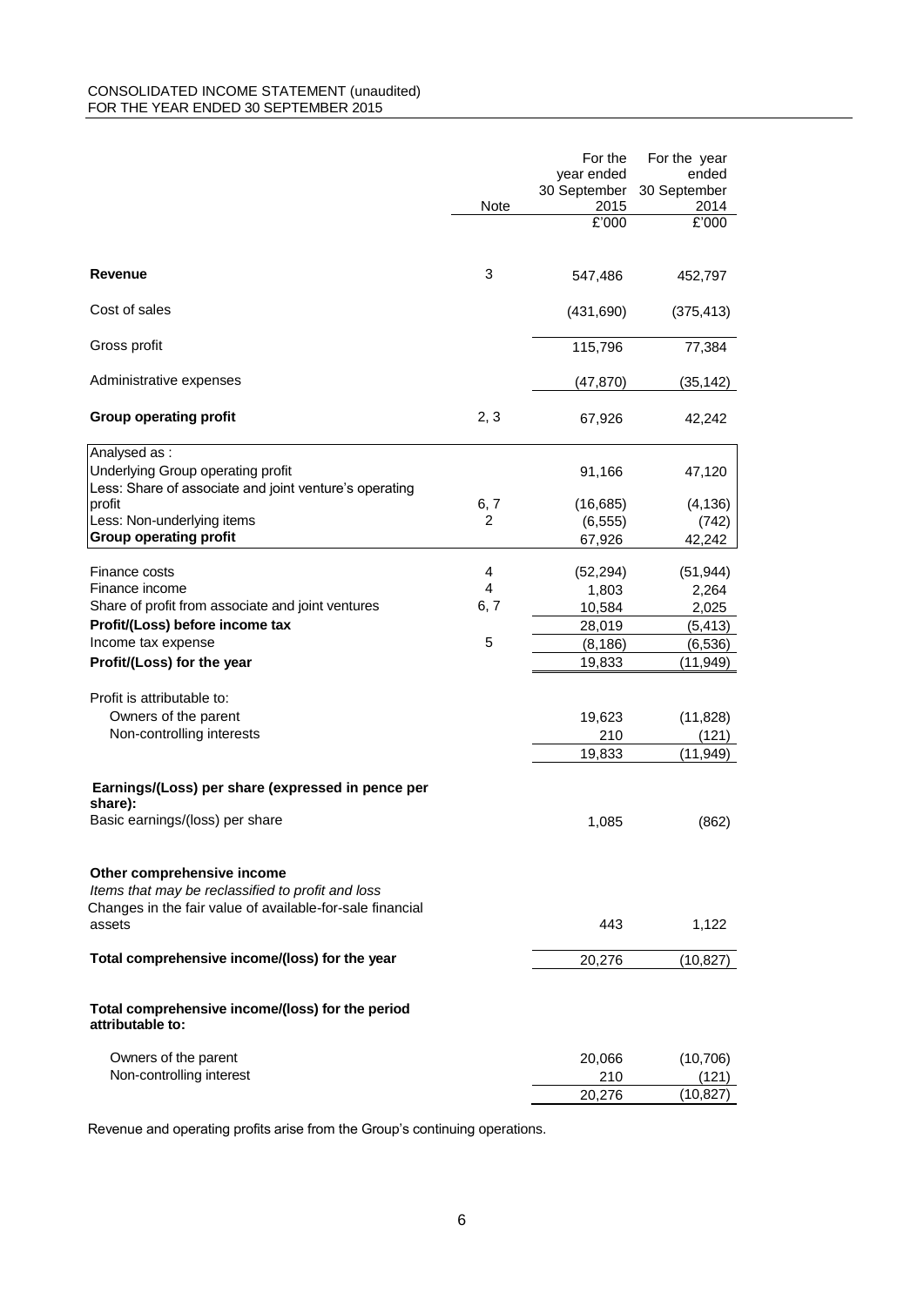CONSOLIDATED INCOME STATEMENT (unaudited)
FOR THE YEAR ENDED 30 SEPTEMBER 2015

| | Note | For the year ended 30 September 2015 | For the year ended 30 September 2014 |
|---|---|---|---|
| | | £'000 | £'000 |
| **Revenue** | 3 | 547,486 | 452,797 |
| Cost of sales | | (431,690) | (375,413) |
| Gross profit | | 115,796 | 77,384 |
| Administrative expenses | | (47,870) | (35,142) |
| **Group operating profit** | 2, 3 | 67,926 | 42,242 |
| Analysed as : | | | |
| Underlying Group operating profit | | 91,166 | 47,120 |
| Less: Share of associate and joint venture's operating profit | 6, 7 | (16,685) | (4,136) |
| Less: Non-underlying items | 2 | (6,555) | (742) |
| **Group operating profit** | | 67,926 | 42,242 |
| Finance costs | 4 | (52,294) | (51,944) |
| Finance income | 4 | 1,803 | 2,264 |
| Share of profit from associate and joint ventures | 6, 7 | 10,584 | 2,025 |
| **Profit/(Loss) before income tax** | | 28,019 | (5,413) |
| Income tax expense | 5 | (8,186) | (6,536) |
| **Profit/(Loss) for the year** | | 19,833 | (11,949) |
| Profit is attributable to: | | | |
| Owners of the parent | | 19,623 | (11,828) |
| Non-controlling interests | | 210 | (121) |
| | | 19,833 | (11,949) |
| **Earnings/(Loss) per share (expressed in pence per share):** | | | |
| Basic earnings/(loss) per share | | 1,085 | (862) |
| **Other comprehensive income** | | | |
| *Items that may be reclassified to profit and loss* | | | |
| Changes in the fair value of available-for-sale financial assets | | 443 | 1,122 |
| **Total comprehensive income/(loss) for the year** | | 20,276 | (10,827) |
| **Total comprehensive income/(loss) for the period attributable to:** | | | |
| Owners of the parent | | 20,066 | (10,706) |
| Non-controlling interest | | 210 | (121) |
| | | 20,276 | (10,827) |

Revenue and operating profits arise from the Group's continuing operations.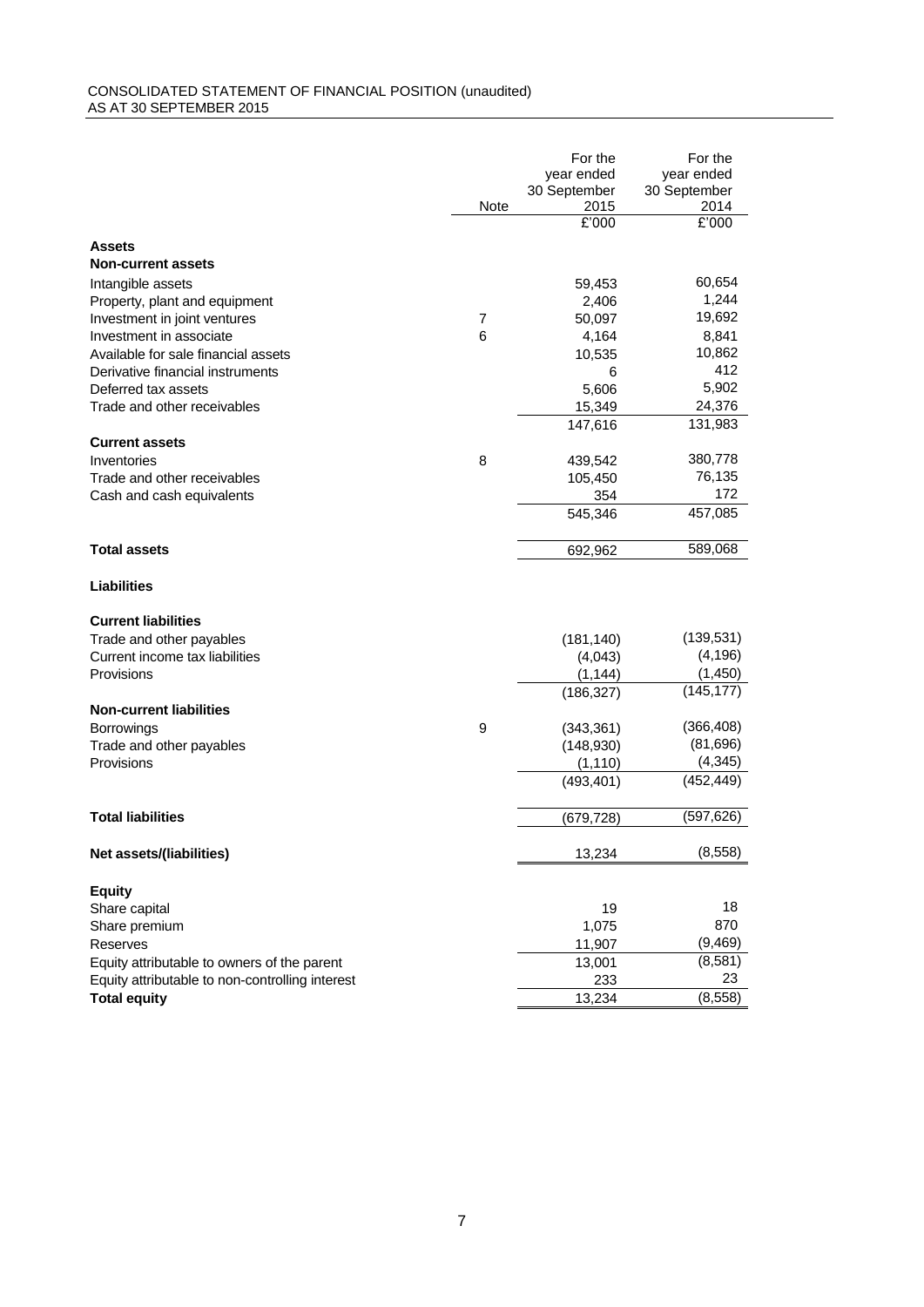CONSOLIDATED STATEMENT OF FINANCIAL POSITION (unaudited)
AS AT 30 SEPTEMBER 2015

| | Note | For the year ended 30 September 2015 | For the year ended 30 September 2014 |
|---|---|---|---|
| | | £'000 | £'000 |
| **Assets** | | | |
| **Non-current assets** | | | |
| Intangible assets | | 59,453 | 60,654 |
| Property, plant and equipment | | 2,406 | 1,244 |
| Investment in joint ventures | 7 | 50,097 | 19,692 |
| Investment in associate | 6 | 4,164 | 8,841 |
| Available for sale financial assets | | 10,535 | 10,862 |
| Derivative financial instruments | | 6 | 412 |
| Deferred tax assets | | 5,606 | 5,902 |
| Trade and other receivables | | 15,349 | 24,376 |
| | | 147,616 | 131,983 |
| **Current assets** | | | |
| Inventories | 8 | 439,542 | 380,778 |
| Trade and other receivables | | 105,450 | 76,135 |
| Cash and cash equivalents | | 354 | 172 |
| | | 545,346 | 457,085 |
| **Total assets** | | 692,962 | 589,068 |
| **Liabilities** | | | |
| **Current liabilities** | | | |
| Trade and other payables | | (181,140) | (139,531) |
| Current income tax liabilities | | (4,043) | (4,196) |
| Provisions | | (1,144) | (1,450) |
| | | (186,327) | (145,177) |
| **Non-current liabilities** | | | |
| Borrowings | 9 | (343,361) | (366,408) |
| Trade and other payables | | (148,930) | (81,696) |
| Provisions | | (1,110) | (4,345) |
| | | (493,401) | (452,449) |
| **Total liabilities** | | (679,728) | (597,626) |
| **Net assets/(liabilities)** | | 13,234 | (8,558) |
| **Equity** | | | |
| Share capital | | 19 | 18 |
| Share premium | | 1,075 | 870 |
| Reserves | | 11,907 | (9,469) |
| Equity attributable to owners of the parent | | 13,001 | (8,581) |
| Equity attributable to non-controlling interest | | 233 | 23 |
| **Total equity** | | 13,234 | (8,558) |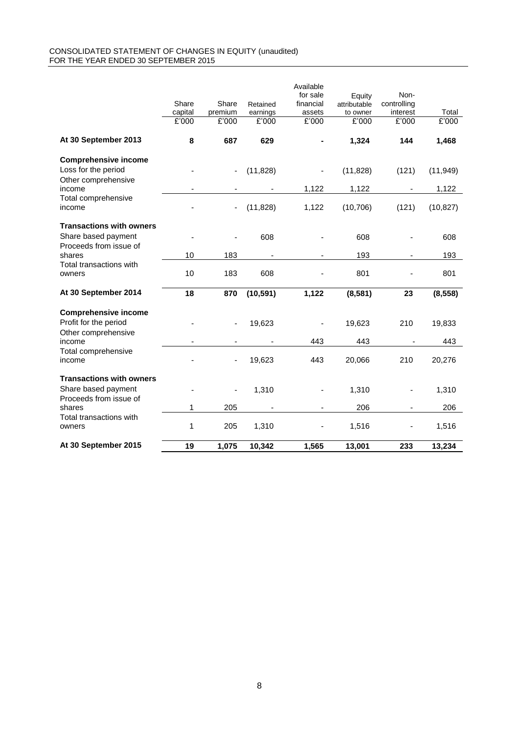CONSOLIDATED STATEMENT OF CHANGES IN EQUITY (unaudited)
FOR THE YEAR ENDED 30 SEPTEMBER 2015

| | Share capital | Share premium | Retained earnings | Available for sale financial assets | Equity attributable to owner | Non-controlling interest | Total |
|---|---|---|---|---|---|---|---|
| | £'000 | £'000 | £'000 | £'000 | £'000 | £'000 | £'000 |
| **At 30 September 2013** | **8** | **687** | **629** | **-** | **1,324** | **144** | **1,468** |
| **Comprehensive income** | | | | | | | |
| Loss for the period | - | - | (11,828) | - | (11,828) | (121) | (11,949) |
| Other comprehensive income | - | - | - | 1,122 | 1,122 | - | 1,122 |
| Total comprehensive income | - | - | (11,828) | 1,122 | (10,706) | (121) | (10,827) |
| **Transactions with owners** | | | | | | | |
| Share based payment | - | - | 608 | - | 608 | - | 608 |
| Proceeds from issue of shares | 10 | 183 | - | - | 193 | - | 193 |
| Total transactions with owners | 10 | 183 | 608 | - | 801 | - | 801 |
| **At 30 September 2014** | **18** | **870** | **(10,591)** | **1,122** | **(8,581)** | **23** | **(8,558)** |
| **Comprehensive income** | | | | | | | |
| Profit for the period | - | - | 19,623 | - | 19,623 | 210 | 19,833 |
| Other comprehensive income | - | - | - | 443 | 443 | - | 443 |
| Total comprehensive income | - | - | 19,623 | 443 | 20,066 | 210 | 20,276 |
| **Transactions with owners** | | | | | | | |
| Share based payment | - | - | 1,310 | - | 1,310 | - | 1,310 |
| Proceeds from issue of shares | 1 | 205 | - | - | 206 | - | 206 |
| Total transactions with owners | 1 | 205 | 1,310 | - | 1,516 | - | 1,516 |
| **At 30 September 2015** | **19** | **1,075** | **10,342** | **1,565** | **13,001** | **233** | **13,234** |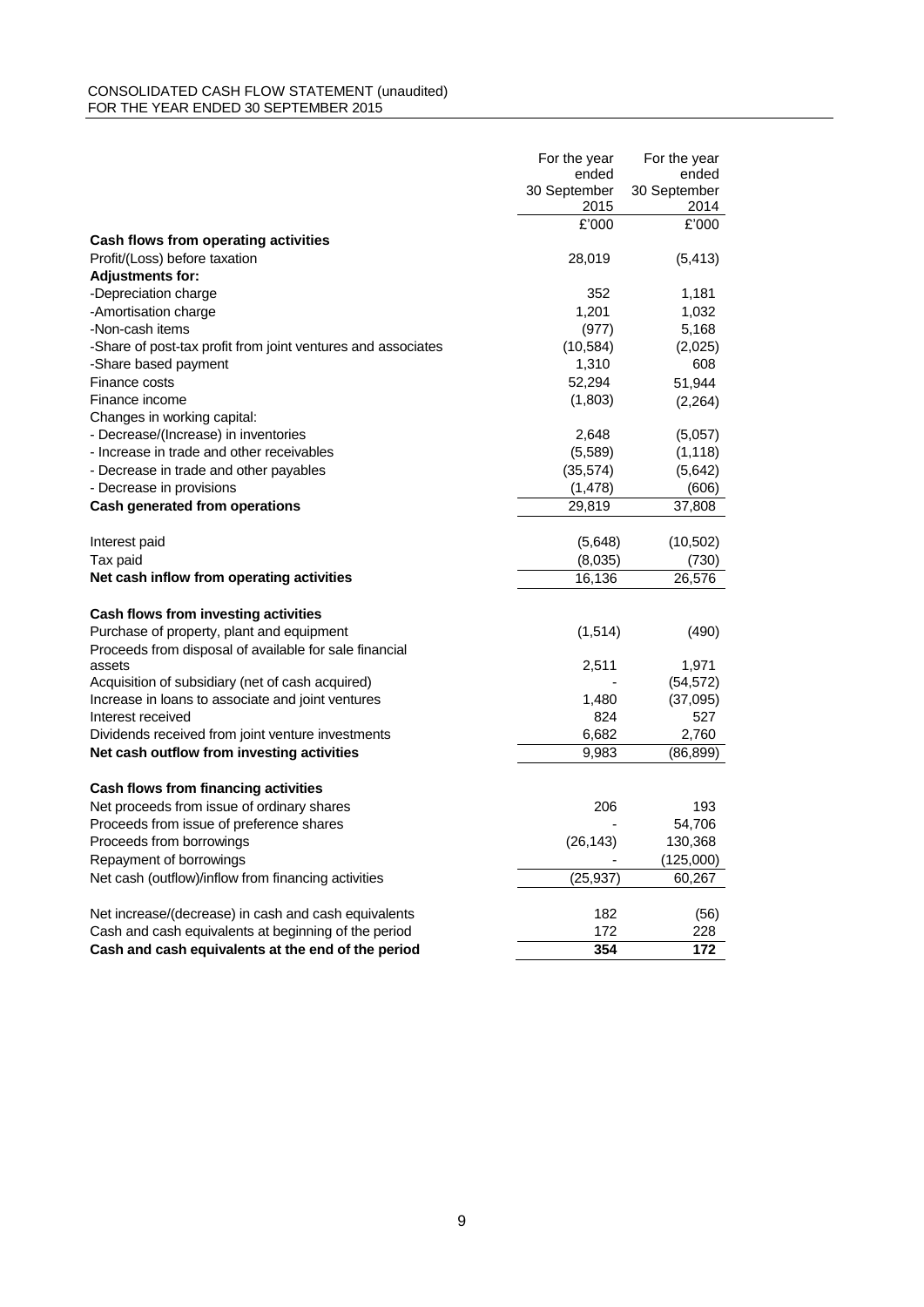CONSOLIDATED CASH FLOW STATEMENT (unaudited)
FOR THE YEAR ENDED 30 SEPTEMBER 2015

| | For the year ended 30 September 2015 | For the year ended 30 September 2014 |
|---|---|---|
| | £'000 | £'000 |
| **Cash flows from operating activities** | | |
| Profit/(Loss) before taxation | 28,019 | (5,413) |
| **Adjustments for:** | | |
| -Depreciation charge | 352 | 1,181 |
| -Amortisation charge | 1,201 | 1,032 |
| -Non-cash items | (977) | 5,168 |
| -Share of post-tax profit from joint ventures and associates | (10,584) | (2,025) |
| -Share based payment | 1,310 | 608 |
| Finance costs | 52,294 | 51,944 |
| Finance income | (1,803) | (2,264) |
| Changes in working capital: | | |
| - Decrease/(Increase) in inventories | 2,648 | (5,057) |
| - Increase in trade and other receivables | (5,589) | (1,118) |
| - Decrease in trade and other payables | (35,574) | (5,642) |
| - Decrease in provisions | (1,478) | (606) |
| **Cash generated from operations** | 29,819 | 37,808 |
| | | |
| Interest paid | (5,648) | (10,502) |
| Tax paid | (8,035) | (730) |
| **Net cash inflow from operating activities** | 16,136 | 26,576 |
| | | |
| **Cash flows from investing activities** | | |
| Purchase of property, plant and equipment | (1,514) | (490) |
| Proceeds from disposal of available for sale financial assets | 2,511 | 1,971 |
| Acquisition of subsidiary (net of cash acquired) | - | (54,572) |
| Increase in loans to associate and joint ventures | 1,480 | (37,095) |
| Interest received | 824 | 527 |
| Dividends received from joint venture investments | 6,682 | 2,760 |
| **Net cash outflow from investing activities** | 9,983 | (86,899) |
| | | |
| **Cash flows from financing activities** | | |
| Net proceeds from issue of ordinary shares | 206 | 193 |
| Proceeds from issue of preference shares | - | 54,706 |
| Proceeds from borrowings | (26,143) | 130,368 |
| Repayment of borrowings | - | (125,000) |
| Net cash (outflow)/inflow from financing activities | (25,937) | 60,267 |
| | | |
| Net increase/(decrease) in cash and cash equivalents | 182 | (56) |
| Cash and cash equivalents at beginning of the period | 172 | 228 |
| **Cash and cash equivalents at the end of the period** | **354** | **172** |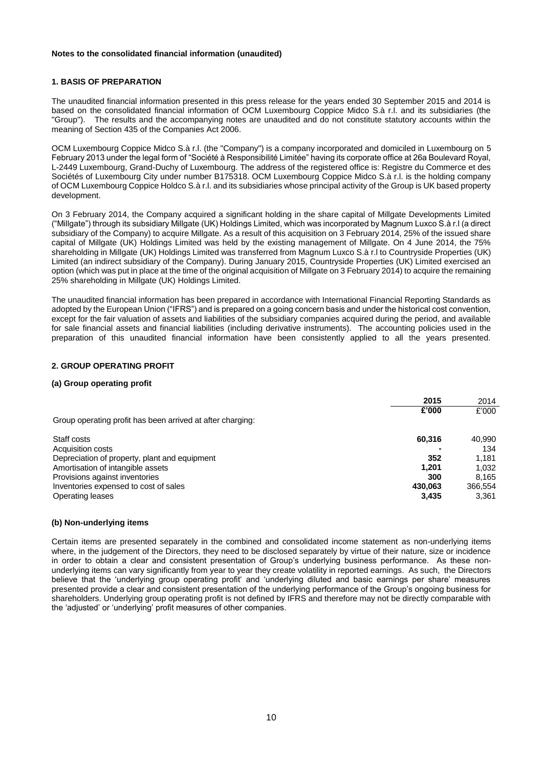**Notes to the consolidated financial information (unaudited)**

## 1. BASIS OF PREPARATION

The unaudited financial information presented in this press release for the years ended 30 September 2015 and 2014 is based on the consolidated financial information of OCM Luxembourg Coppice Midco S.à r.l. and its subsidiaries (the "Group"). The results and the accompanying notes are unaudited and do not constitute statutory accounts within the meaning of Section 435 of the Companies Act 2006.

OCM Luxembourg Coppice Midco S.à r.l. (the "Company") is a company incorporated and domiciled in Luxembourg on 5 February 2013 under the legal form of "Société à Responsibilité Limitée" having its corporate office at 26a Boulevard Royal, L-2449 Luxembourg, Grand-Duchy of Luxembourg. The address of the registered office is: Registre du Commerce et des Sociétés of Luxembourg City under number B175318. OCM Luxembourg Coppice Midco S.à r.l. is the holding company of OCM Luxembourg Coppice Holdco S.à r.l. and its subsidiaries whose principal activity of the Group is UK based property development.

On 3 February 2014, the Company acquired a significant holding in the share capital of Millgate Developments Limited ("Millgate") through its subsidiary Millgate (UK) Holdings Limited, which was incorporated by Magnum Luxco S.à r.l (a direct subsidiary of the Company) to acquire Millgate. As a result of this acquisition on 3 February 2014, 25% of the issued share capital of Millgate (UK) Holdings Limited was held by the existing management of Millgate. On 4 June 2014, the 75% shareholding in Millgate (UK) Holdings Limited was transferred from Magnum Luxco S.à r.l to Countryside Properties (UK) Limited (an indirect subsidiary of the Company). During January 2015, Countryside Properties (UK) Limited exercised an option (which was put in place at the time of the original acquisition of Millgate on 3 February 2014) to acquire the remaining 25% shareholding in Millgate (UK) Holdings Limited.

The unaudited financial information has been prepared in accordance with International Financial Reporting Standards as adopted by the European Union ("IFRS") and is prepared on a going concern basis and under the historical cost convention, except for the fair valuation of assets and liabilities of the subsidiary companies acquired during the period, and available for sale financial assets and financial liabilities (including derivative instruments). The accounting policies used in the preparation of this unaudited financial information have been consistently applied to all the years presented.

## 2. GROUP OPERATING PROFIT

### (a) Group operating profit

| | **2015** | 2014 |
|---|---|---|
| | **£'000** | £'000 |
| Group operating profit has been arrived at after charging: | | |
| Staff costs | **60,316** | 40,990 |
| Acquisition costs | **-** | 134 |
| Depreciation of property, plant and equipment | **352** | 1,181 |
| Amortisation of intangible assets | **1,201** | 1,032 |
| Provisions against inventories | **300** | 8,165 |
| Inventories expensed to cost of sales | **430,063** | 366,554 |
| Operating leases | **3,435** | 3,361 |

### (b) Non-underlying items

Certain items are presented separately in the combined and consolidated income statement as non-underlying items where, in the judgement of the Directors, they need to be disclosed separately by virtue of their nature, size or incidence in order to obtain a clear and consistent presentation of Group's underlying business performance. As these non-underlying items can vary significantly from year to year they create volatility in reported earnings. As such, the Directors believe that the 'underlying group operating profit' and 'underlying diluted and basic earnings per share' measures presented provide a clear and consistent presentation of the underlying performance of the Group's ongoing business for shareholders. Underlying group operating profit is not defined by IFRS and therefore may not be directly comparable with the 'adjusted' or 'underlying' profit measures of other companies.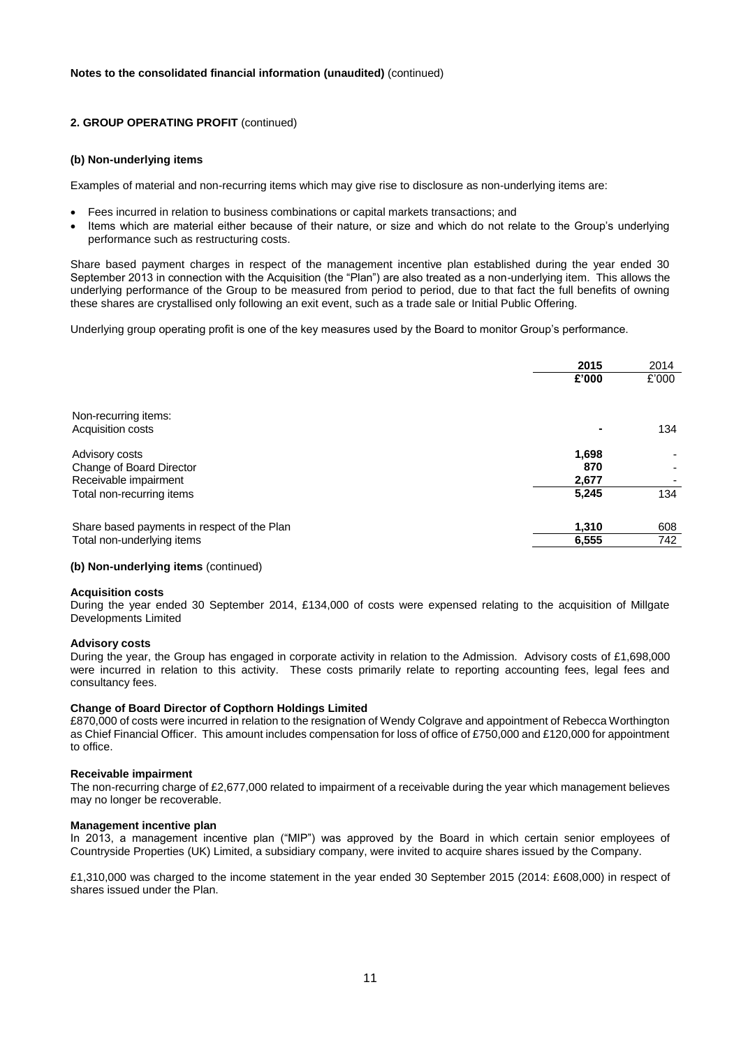**Notes to the consolidated financial information (unaudited)** (continued)

### 2. GROUP OPERATING PROFIT (continued)

#### (b) Non-underlying items

Examples of material and non-recurring items which may give rise to disclosure as non-underlying items are:

- Fees incurred in relation to business combinations or capital markets transactions; and
- Items which are material either because of their nature, or size and which do not relate to the Group's underlying performance such as restructuring costs.

Share based payment charges in respect of the management incentive plan established during the year ended 30 September 2013 in connection with the Acquisition (the "Plan") are also treated as a non-underlying item. This allows the underlying performance of the Group to be measured from period to period, due to that fact the full benefits of owning these shares are crystallised only following an exit event, such as a trade sale or Initial Public Offering.

Underlying group operating profit is one of the key measures used by the Board to monitor Group's performance.

| | **2015** | 2014 |
|---|---|---|
| | **£'000** | £'000 |
| Non-recurring items: | | |
| Acquisition costs | **-** | 134 |
| Advisory costs | **1,698** | - |
| Change of Board Director | **870** | - |
| Receivable impairment | **2,677** | - |
| Total non-recurring items | **5,245** | 134 |
| Share based payments in respect of the Plan | **1,310** | 608 |
| Total non-underlying items | **6,555** | 742 |

#### (b) Non-underlying items (continued)

**Acquisition costs**
During the year ended 30 September 2014, £134,000 of costs were expensed relating to the acquisition of Millgate Developments Limited

**Advisory costs**
During the year, the Group has engaged in corporate activity in relation to the Admission. Advisory costs of £1,698,000 were incurred in relation to this activity. These costs primarily relate to reporting accounting fees, legal fees and consultancy fees.

**Change of Board Director of Copthorn Holdings Limited**
£870,000 of costs were incurred in relation to the resignation of Wendy Colgrave and appointment of Rebecca Worthington as Chief Financial Officer. This amount includes compensation for loss of office of £750,000 and £120,000 for appointment to office.

**Receivable impairment**
The non-recurring charge of £2,677,000 related to impairment of a receivable during the year which management believes may no longer be recoverable.

**Management incentive plan**
In 2013, a management incentive plan ("MIP") was approved by the Board in which certain senior employees of Countryside Properties (UK) Limited, a subsidiary company, were invited to acquire shares issued by the Company.

£1,310,000 was charged to the income statement in the year ended 30 September 2015 (2014: £608,000) in respect of shares issued under the Plan.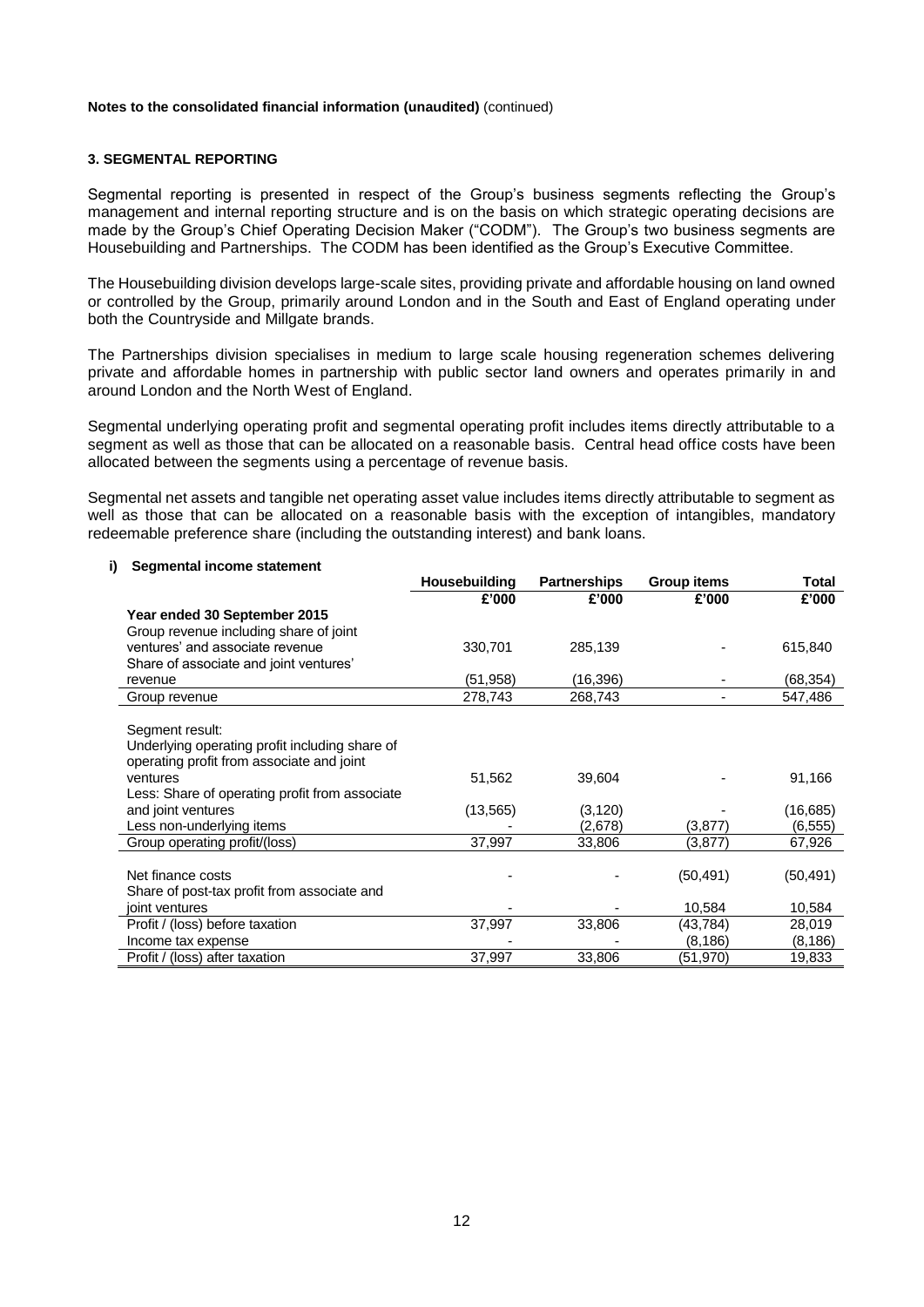**Notes to the consolidated financial information (unaudited)** (continued)

### 3. SEGMENTAL REPORTING

Segmental reporting is presented in respect of the Group's business segments reflecting the Group's management and internal reporting structure and is on the basis on which strategic operating decisions are made by the Group's Chief Operating Decision Maker ("CODM"). The Group's two business segments are Housebuilding and Partnerships. The CODM has been identified as the Group's Executive Committee.

The Housebuilding division develops large-scale sites, providing private and affordable housing on land owned or controlled by the Group, primarily around London and in the South and East of England operating under both the Countryside and Millgate brands.

The Partnerships division specialises in medium to large scale housing regeneration schemes delivering private and affordable homes in partnership with public sector land owners and operates primarily in and around London and the North West of England.

Segmental underlying operating profit and segmental operating profit includes items directly attributable to a segment as well as those that can be allocated on a reasonable basis. Central head office costs have been allocated between the segments using a percentage of revenue basis.

Segmental net assets and tangible net operating asset value includes items directly attributable to segment as well as those that can be allocated on a reasonable basis with the exception of intangibles, mandatory redeemable preference share (including the outstanding interest) and bank loans.

#### i) Segmental income statement

| | Housebuilding | Partnerships | Group items | Total |
|---|---|---|---|---|
| | £'000 | £'000 | £'000 | £'000 |
| **Year ended 30 September 2015** | | | | |
| Group revenue including share of joint ventures' and associate revenue | 330,701 | 285,139 | - | 615,840 |
| Share of associate and joint ventures' revenue | (51,958) | (16,396) | - | (68,354) |
| Group revenue | 278,743 | 268,743 | - | 547,486 |
| Segment result: | | | | |
| Underlying operating profit including share of operating profit from associate and joint ventures | 51,562 | 39,604 | - | 91,166 |
| Less: Share of operating profit from associate and joint ventures | (13,565) | (3,120) | - | (16,685) |
| Less non-underlying items | - | (2,678) | (3,877) | (6,555) |
| Group operating profit/(loss) | 37,997 | 33,806 | (3,877) | 67,926 |
| Net finance costs | - | - | (50,491) | (50,491) |
| Share of post-tax profit from associate and joint ventures | - | - | 10,584 | 10,584 |
| Profit / (loss) before taxation | 37,997 | 33,806 | (43,784) | 28,019 |
| Income tax expense | - | - | (8,186) | (8,186) |
| Profit / (loss) after taxation | 37,997 | 33,806 | (51,970) | 19,833 |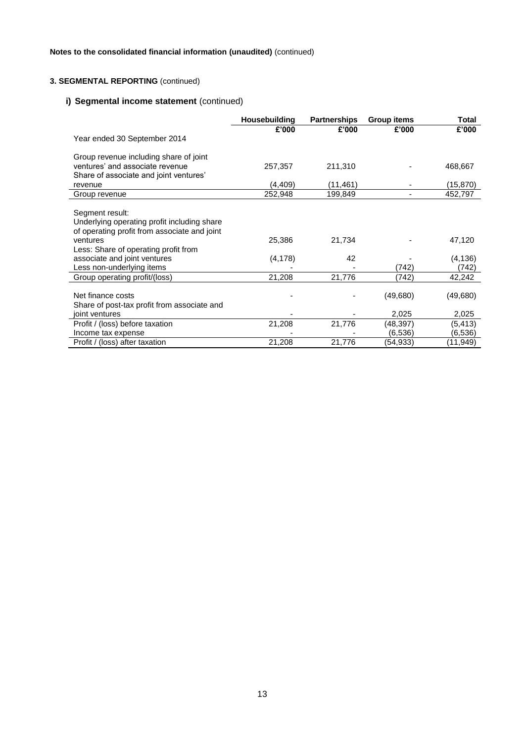**Notes to the consolidated financial information (unaudited)** (continued)

**3. SEGMENTAL REPORTING** (continued)

### i) Segmental income statement (continued)

| | Housebuilding | Partnerships | Group items | Total |
|---|---|---|---|---|
| | £'000 | £'000 | £'000 | £'000 |
| Year ended 30 September 2014 | | | | |
| Group revenue including share of joint ventures' and associate revenue | 257,357 | 211,310 | - | 468,667 |
| Share of associate and joint ventures' revenue | (4,409) | (11,461) | - | (15,870) |
| Group revenue | 252,948 | 199,849 | - | 452,797 |
| Segment result: | | | | |
| Underlying operating profit including share of operating profit from associate and joint ventures | 25,386 | 21,734 | - | 47,120 |
| Less: Share of operating profit from associate and joint ventures | (4,178) | 42 | - | (4,136) |
| Less non-underlying items | - | - | (742) | (742) |
| Group operating profit/(loss) | 21,208 | 21,776 | (742) | 42,242 |
| Net finance costs | - | - | (49,680) | (49,680) |
| Share of post-tax profit from associate and joint ventures | - | - | 2,025 | 2,025 |
| Profit / (loss) before taxation | 21,208 | 21,776 | (48,397) | (5,413) |
| Income tax expense | - | - | (6,536) | (6,536) |
| Profit / (loss) after taxation | 21,208 | 21,776 | (54,933) | (11,949) |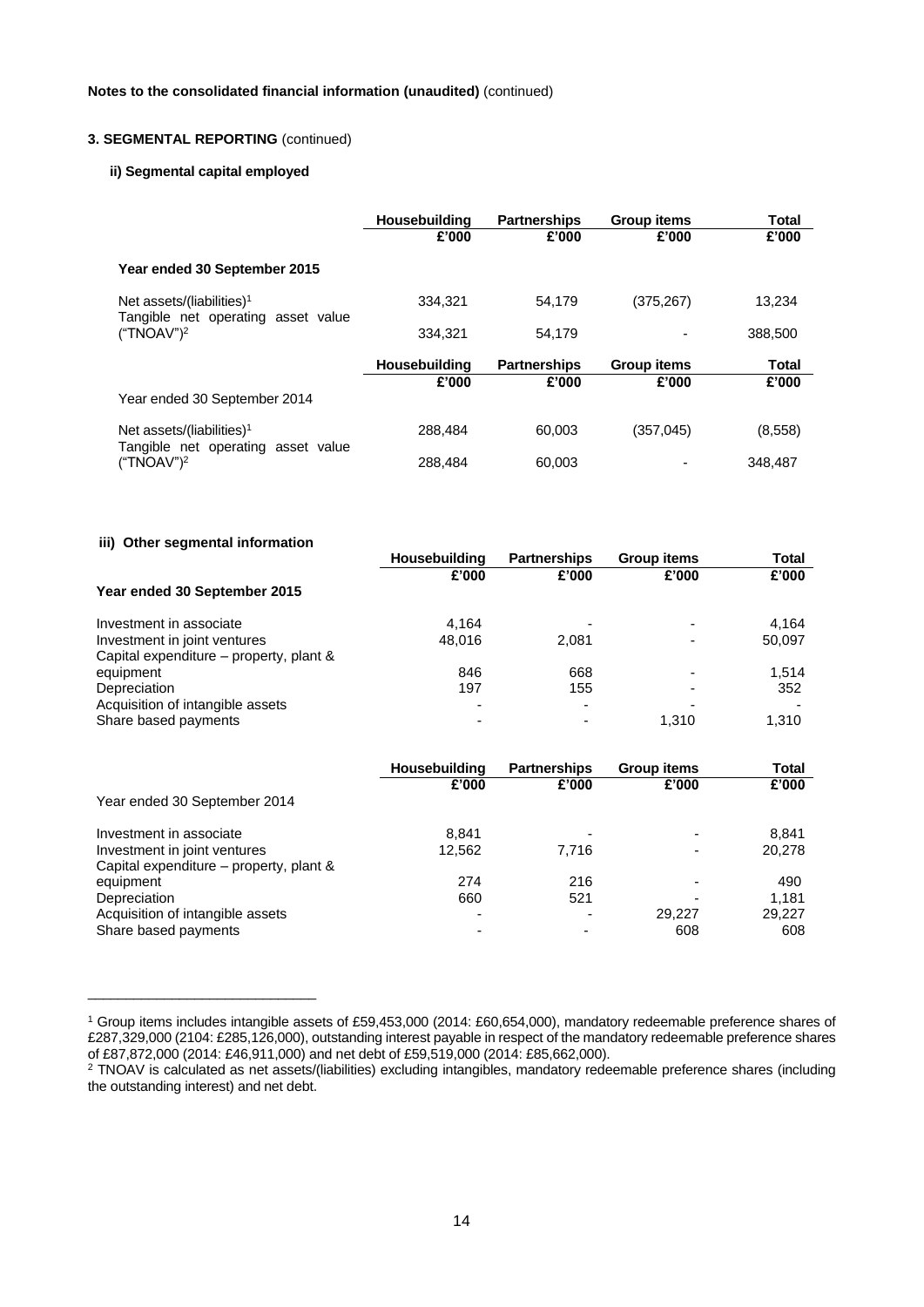**Notes to the consolidated financial information (unaudited)** (continued)

**3. SEGMENTAL REPORTING** (continued)

**ii) Segmental capital employed**

| | Housebuilding | Partnerships | Group items | Total |
|---|---|---|---|---|
| | £'000 | £'000 | £'000 | £'000 |
| **Year ended 30 September 2015** | | | | |
| Net assets/(liabilities)[1] | 334,321 | 54,179 | (375,267) | 13,234 |
| Tangible net operating asset value ("TNOAV")[2] | 334,321 | 54,179 | - | 388,500 |

| | Housebuilding | Partnerships | Group items | Total |
|---|---|---|---|---|
| | £'000 | £'000 | £'000 | £'000 |
| Year ended 30 September 2014 | | | | |
| Net assets/(liabilities)[1] | 288,484 | 60,003 | (357,045) | (8,558) |
| Tangible net operating asset value ("TNOAV")[2] | 288,484 | 60,003 | - | 348,487 |

**iii) Other segmental information**

| | Housebuilding | Partnerships | Group items | Total |
|---|---|---|---|---|
| | £'000 | £'000 | £'000 | £'000 |
| **Year ended 30 September 2015** | | | | |
| Investment in associate | 4,164 | - | - | 4,164 |
| Investment in joint ventures | 48,016 | 2,081 | - | 50,097 |
| Capital expenditure – property, plant & equipment | 846 | 668 | - | 1,514 |
| Depreciation | 197 | 155 | - | 352 |
| Acquisition of intangible assets | - | - | - | - |
| Share based payments | - | - | 1,310 | 1,310 |

| | Housebuilding | Partnerships | Group items | Total |
|---|---|---|---|---|
| | £'000 | £'000 | £'000 | £'000 |
| Year ended 30 September 2014 | | | | |
| Investment in associate | 8,841 | - | - | 8,841 |
| Investment in joint ventures | 12,562 | 7,716 | - | 20,278 |
| Capital expenditure – property, plant & equipment | 274 | 216 | - | 490 |
| Depreciation | 660 | 521 | - | 1,181 |
| Acquisition of intangible assets | - | - | 29,227 | 29,227 |
| Share based payments | - | - | 608 | 608 |

______________________________

[1] Group items includes intangible assets of £59,453,000 (2014: £60,654,000), mandatory redeemable preference shares of £287,329,000 (2104: £285,126,000), outstanding interest payable in respect of the mandatory redeemable preference shares of £87,872,000 (2014: £46,911,000) and net debt of £59,519,000 (2014: £85,662,000).

[2] TNOAV is calculated as net assets/(liabilities) excluding intangibles, mandatory redeemable preference shares (including the outstanding interest) and net debt.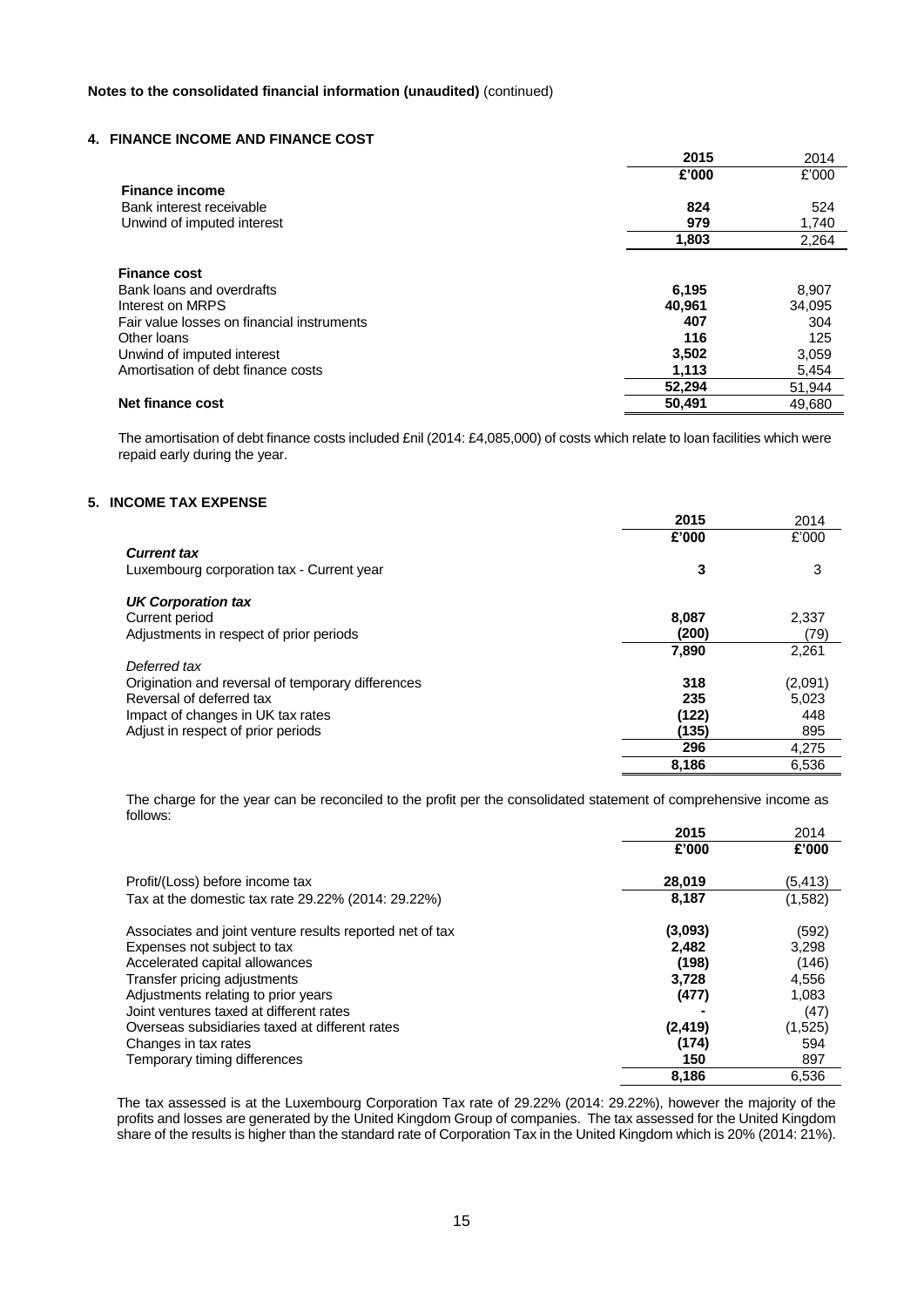**Notes to the consolidated financial information (unaudited)** (continued)

## 4. FINANCE INCOME AND FINANCE COST

| | **2015** | 2014 |
|---|---|---|
| | **£'000** | £'000 |
| **Finance income** | | |
| Bank interest receivable | **824** | 524 |
| Unwind of imputed interest | **979** | 1,740 |
| | **1,803** | 2,264 |
| | | |
| **Finance cost** | | |
| Bank loans and overdrafts | **6,195** | 8,907 |
| Interest on MRPS | **40,961** | 34,095 |
| Fair value losses on financial instruments | **407** | 304 |
| Other loans | **116** | 125 |
| Unwind of imputed interest | **3,502** | 3,059 |
| Amortisation of debt finance costs | **1,113** | 5,454 |
| | **52,294** | 51,944 |
| **Net finance cost** | **50,491** | 49,680 |

The amortisation of debt finance costs included £nil (2014: £4,085,000) of costs which relate to loan facilities which were repaid early during the year.

## 5. INCOME TAX EXPENSE

| | **2015** | 2014 |
|---|---|---|
| | **£'000** | £'000 |
| ***Current tax*** | | |
| Luxembourg corporation tax - Current year | **3** | 3 |
| | | |
| ***UK Corporation tax*** | | |
| Current period | **8,087** | 2,337 |
| Adjustments in respect of prior periods | **(200)** | (79) |
| | **7,890** | 2,261 |
| *Deferred tax* | | |
| Origination and reversal of temporary differences | **318** | (2,091) |
| Reversal of deferred tax | **235** | 5,023 |
| Impact of changes in UK tax rates | **(122)** | 448 |
| Adjust in respect of prior periods | **(135)** | 895 |
| | **296** | 4,275 |
| | **8,186** | 6,536 |

The charge for the year can be reconciled to the profit per the consolidated statement of comprehensive income as follows:

| | **2015** | 2014 |
|---|---|---|
| | **£'000** | **£'000** |
| Profit/(Loss) before income tax | **28,019** | (5,413) |
| Tax at the domestic tax rate 29.22% (2014: 29.22%) | **8,187** | (1,582) |
| | | |
| Associates and joint venture results reported net of tax | **(3,093)** | (592) |
| Expenses not subject to tax | **2,482** | 3,298 |
| Accelerated capital allowances | **(198)** | (146) |
| Transfer pricing adjustments | **3,728** | 4,556 |
| Adjustments relating to prior years | **(477)** | 1,083 |
| Joint ventures taxed at different rates | **-** | (47) |
| Overseas subsidiaries taxed at different rates | **(2,419)** | (1,525) |
| Changes in tax rates | **(174)** | 594 |
| Temporary timing differences | **150** | 897 |
| | **8,186** | 6,536 |

The tax assessed is at the Luxembourg Corporation Tax rate of 29.22% (2014: 29.22%), however the majority of the profits and losses are generated by the United Kingdom Group of companies. The tax assessed for the United Kingdom share of the results is higher than the standard rate of Corporation Tax in the United Kingdom which is 20% (2014: 21%).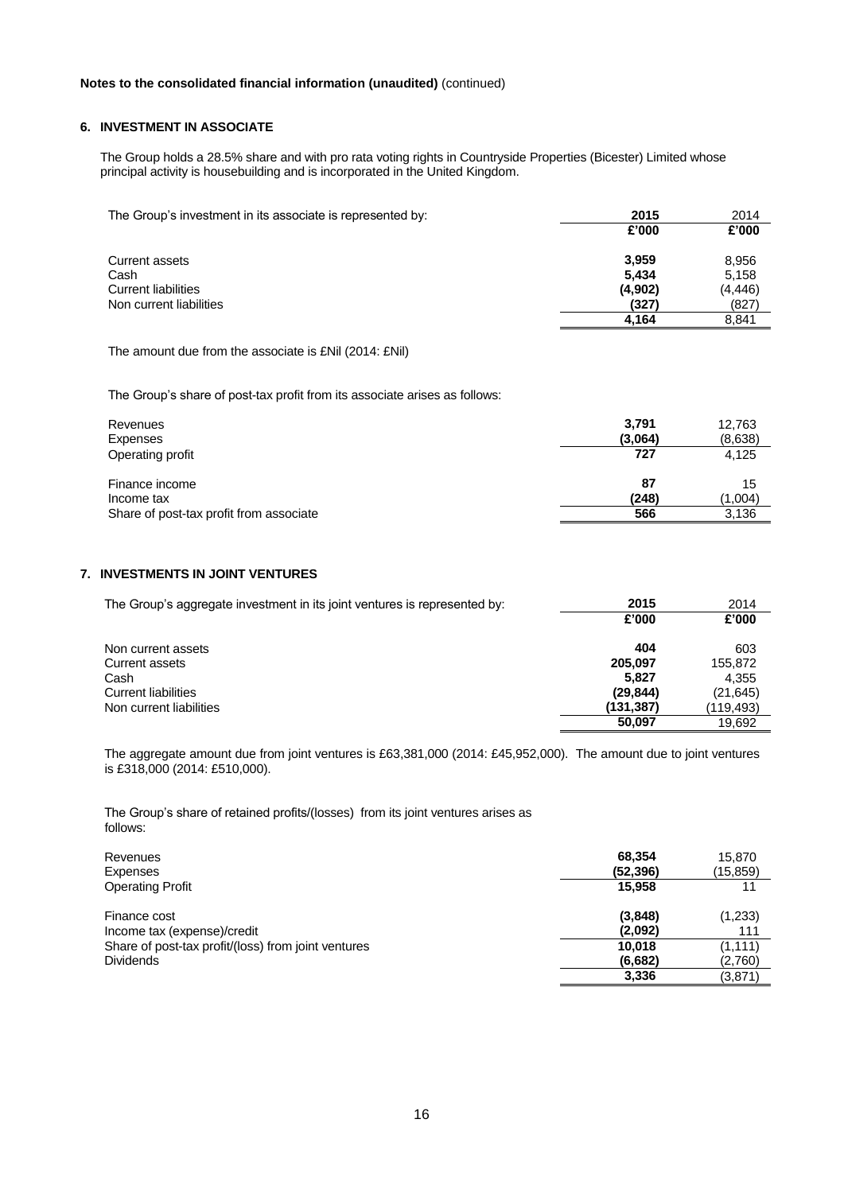**Notes to the consolidated financial information (unaudited)** (continued)

## 6. INVESTMENT IN ASSOCIATE

The Group holds a 28.5% share and with pro rata voting rights in Countryside Properties (Bicester) Limited whose principal activity is housebuilding and is incorporated in the United Kingdom.

| The Group's investment in its associate is represented by: | **2015** | 2014 |
|---|---|---|
| | **£'000** | **£'000** |
| Current assets | **3,959** | 8,956 |
| Cash | **5,434** | 5,158 |
| Current liabilities | **(4,902)** | (4,446) |
| Non current liabilities | **(327)** | (827) |
| | **4,164** | 8,841 |

The amount due from the associate is £Nil (2014: £Nil)

The Group's share of post-tax profit from its associate arises as follows:

| | **2015** | 2014 |
|---|---|---|
| Revenues | **3,791** | 12,763 |
| Expenses | **(3,064)** | (8,638) |
| Operating profit | **727** | 4,125 |
| Finance income | **87** | 15 |
| Income tax | **(248)** | (1,004) |
| Share of post-tax profit from associate | **566** | 3,136 |

## 7. INVESTMENTS IN JOINT VENTURES

| The Group's aggregate investment in its joint ventures is represented by: | **2015** | 2014 |
|---|---|---|
| | **£'000** | **£'000** |
| Non current assets | **404** | 603 |
| Current assets | **205,097** | 155,872 |
| Cash | **5,827** | 4,355 |
| Current liabilities | **(29,844)** | (21,645) |
| Non current liabilities | **(131,387)** | (119,493) |
| | **50,097** | 19,692 |

The aggregate amount due from joint ventures is £63,381,000 (2014: £45,952,000). The amount due to joint ventures is £318,000 (2014: £510,000).

The Group's share of retained profits/(losses) from its joint ventures arises as follows:

| | **2015** | 2014 |
|---|---|---|
| Revenues | **68,354** | 15,870 |
| Expenses | **(52,396)** | (15,859) |
| Operating Profit | **15,958** | 11 |
| Finance cost | **(3,848)** | (1,233) |
| Income tax (expense)/credit | **(2,092)** | 111 |
| Share of post-tax profit/(loss) from joint ventures | **10,018** | (1,111) |
| Dividends | **(6,682)** | (2,760) |
| | **3,336** | (3,871) |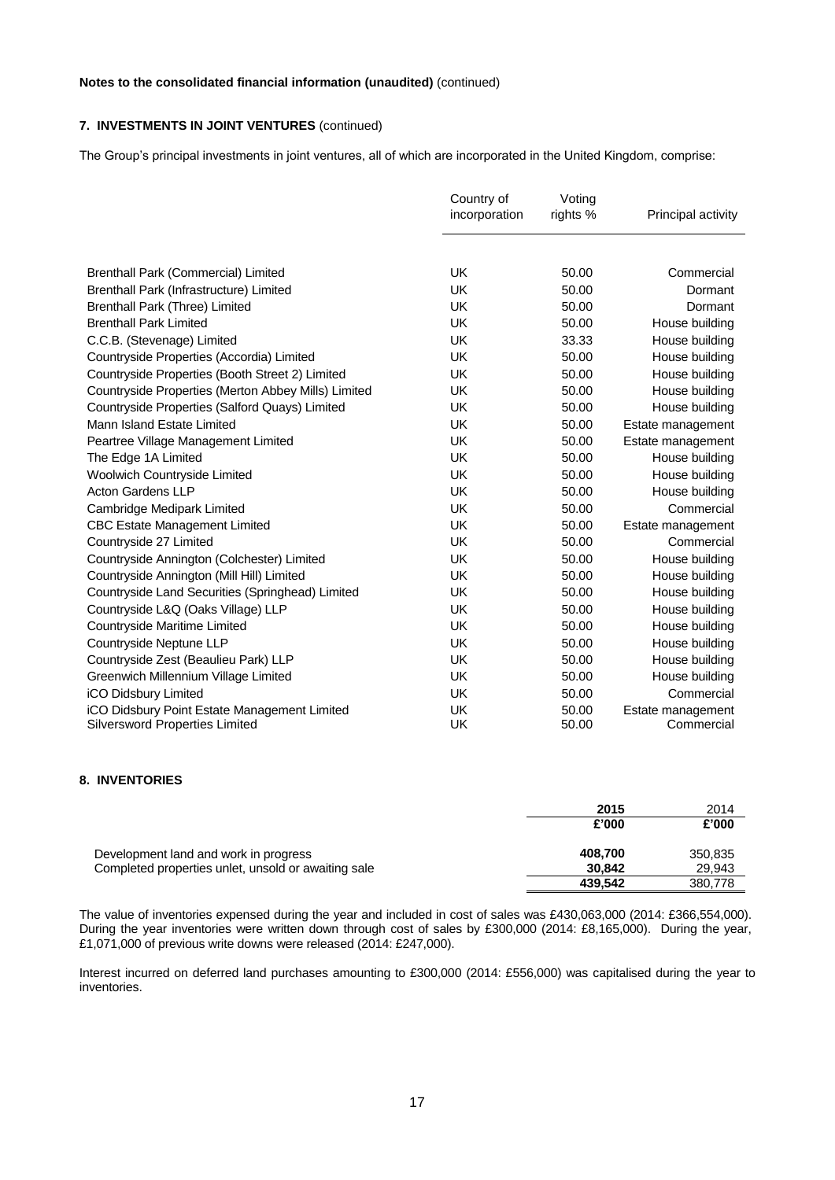**Notes to the consolidated financial information (unaudited)** (continued)

## 7. INVESTMENTS IN JOINT VENTURES (continued)

The Group's principal investments in joint ventures, all of which are incorporated in the United Kingdom, comprise:

| | Country of incorporation | Voting rights % | Principal activity |
|---|---|---|---|
| Brenthall Park (Commercial) Limited | UK | 50.00 | Commercial |
| Brenthall Park (Infrastructure) Limited | UK | 50.00 | Dormant |
| Brenthall Park (Three) Limited | UK | 50.00 | Dormant |
| Brenthall Park Limited | UK | 50.00 | House building |
| C.C.B. (Stevenage) Limited | UK | 33.33 | House building |
| Countryside Properties (Accordia) Limited | UK | 50.00 | House building |
| Countryside Properties (Booth Street 2) Limited | UK | 50.00 | House building |
| Countryside Properties (Merton Abbey Mills) Limited | UK | 50.00 | House building |
| Countryside Properties (Salford Quays) Limited | UK | 50.00 | House building |
| Mann Island Estate Limited | UK | 50.00 | Estate management |
| Peartree Village Management Limited | UK | 50.00 | Estate management |
| The Edge 1A Limited | UK | 50.00 | House building |
| Woolwich Countryside Limited | UK | 50.00 | House building |
| Acton Gardens LLP | UK | 50.00 | House building |
| Cambridge Medipark Limited | UK | 50.00 | Commercial |
| CBC Estate Management Limited | UK | 50.00 | Estate management |
| Countryside 27 Limited | UK | 50.00 | Commercial |
| Countryside Annington (Colchester) Limited | UK | 50.00 | House building |
| Countryside Annington (Mill Hill) Limited | UK | 50.00 | House building |
| Countryside Land Securities (Springhead) Limited | UK | 50.00 | House building |
| Countryside L&Q (Oaks Village) LLP | UK | 50.00 | House building |
| Countryside Maritime Limited | UK | 50.00 | House building |
| Countryside Neptune LLP | UK | 50.00 | House building |
| Countryside Zest (Beaulieu Park) LLP | UK | 50.00 | House building |
| Greenwich Millennium Village Limited | UK | 50.00 | House building |
| iCO Didsbury Limited | UK | 50.00 | Commercial |
| iCO Didsbury Point Estate Management Limited | UK | 50.00 | Estate management |
| Silversword Properties Limited | UK | 50.00 | Commercial |

## 8. INVENTORIES

| | **2015** | 2014 |
|---|---|---|
| | **£'000** | **£'000** |
| Development land and work in progress | **408,700** | 350,835 |
| Completed properties unlet, unsold or awaiting sale | **30,842** | 29,943 |
| | **439,542** | 380,778 |

The value of inventories expensed during the year and included in cost of sales was £430,063,000 (2014: £366,554,000). During the year inventories were written down through cost of sales by £300,000 (2014: £8,165,000). During the year, £1,071,000 of previous write downs were released (2014: £247,000).

Interest incurred on deferred land purchases amounting to £300,000 (2014: £556,000) was capitalised during the year to inventories.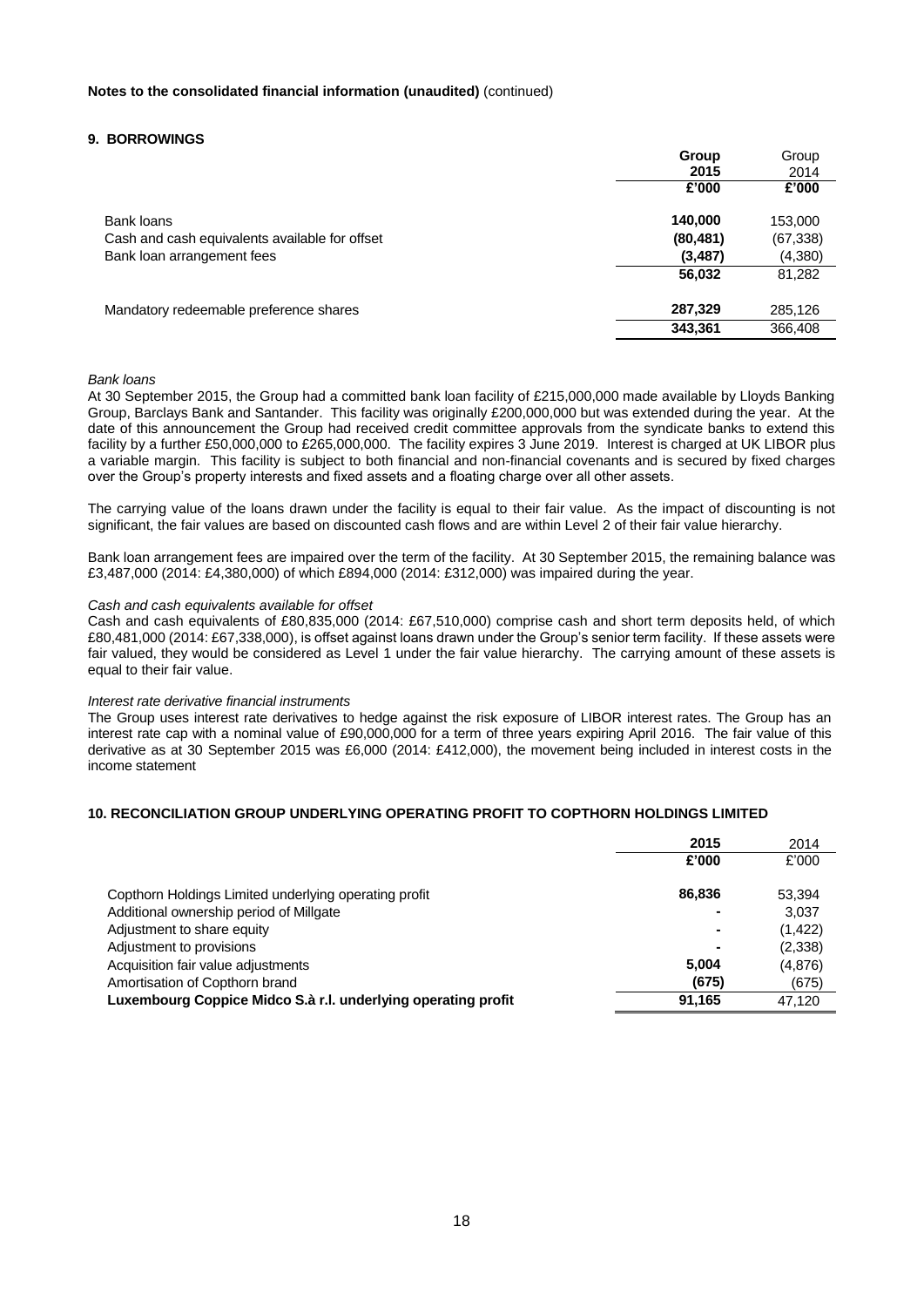**Notes to the consolidated financial information (unaudited)** (continued)

## 9. BORROWINGS

| | Group 2015 £'000 | Group 2014 £'000 |
|---|---|---|
| Bank loans | **140,000** | 153,000 |
| Cash and cash equivalents available for offset | **(80,481)** | (67,338) |
| Bank loan arrangement fees | **(3,487)** | (4,380) |
| | **56,032** | 81,282 |
| Mandatory redeemable preference shares | **287,329** | 285,126 |
| | **343,361** | 366,408 |

*Bank loans*

At 30 September 2015, the Group had a committed bank loan facility of £215,000,000 made available by Lloyds Banking Group, Barclays Bank and Santander. This facility was originally £200,000,000 but was extended during the year. At the date of this announcement the Group had received credit committee approvals from the syndicate banks to extend this facility by a further £50,000,000 to £265,000,000. The facility expires 3 June 2019. Interest is charged at UK LIBOR plus a variable margin. This facility is subject to both financial and non-financial covenants and is secured by fixed charges over the Group's property interests and fixed assets and a floating charge over all other assets.

The carrying value of the loans drawn under the facility is equal to their fair value. As the impact of discounting is not significant, the fair values are based on discounted cash flows and are within Level 2 of their fair value hierarchy.

Bank loan arrangement fees are impaired over the term of the facility. At 30 September 2015, the remaining balance was £3,487,000 (2014: £4,380,000) of which £894,000 (2014: £312,000) was impaired during the year.

*Cash and cash equivalents available for offset*

Cash and cash equivalents of £80,835,000 (2014: £67,510,000) comprise cash and short term deposits held, of which £80,481,000 (2014: £67,338,000), is offset against loans drawn under the Group's senior term facility. If these assets were fair valued, they would be considered as Level 1 under the fair value hierarchy. The carrying amount of these assets is equal to their fair value.

*Interest rate derivative financial instruments*

The Group uses interest rate derivatives to hedge against the risk exposure of LIBOR interest rates. The Group has an interest rate cap with a nominal value of £90,000,000 for a term of three years expiring April 2016. The fair value of this derivative as at 30 September 2015 was £6,000 (2014: £412,000), the movement being included in interest costs in the income statement

## 10. RECONCILIATION GROUP UNDERLYING OPERATING PROFIT TO COPTHORN HOLDINGS LIMITED

| | 2015 £'000 | 2014 £'000 |
|---|---|---|
| Copthorn Holdings Limited underlying operating profit | **86,836** | 53,394 |
| Additional ownership period of Millgate | **-** | 3,037 |
| Adjustment to share equity | **-** | (1,422) |
| Adjustment to provisions | **-** | (2,338) |
| Acquisition fair value adjustments | **5,004** | (4,876) |
| Amortisation of Copthorn brand | **(675)** | (675) |
| **Luxembourg Coppice Midco S.à r.l. underlying operating profit** | **91,165** | 47,120 |